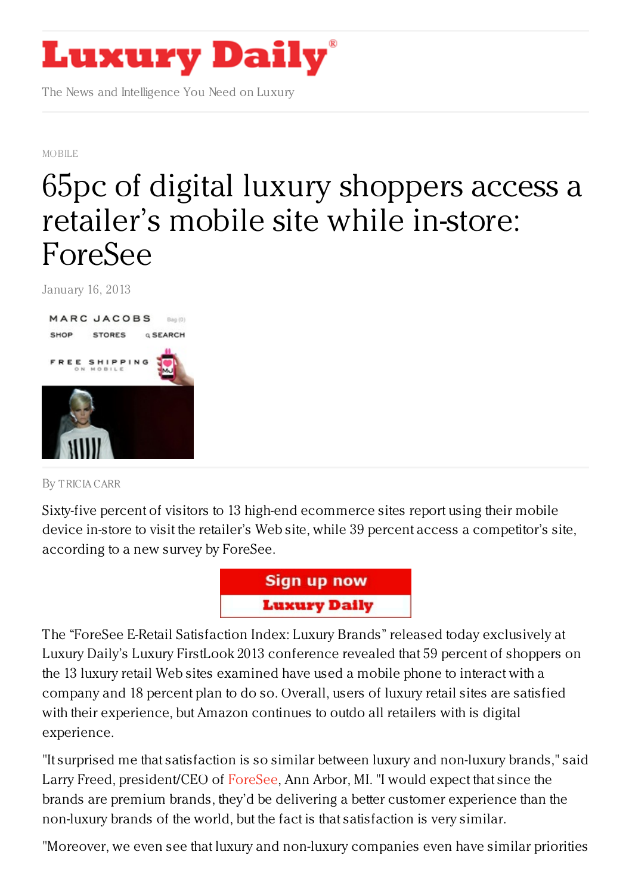MOBILE

# 65pc of digital luxury shoppers access a retailer's mobile site while in-store: ForeSee

January 16, 2013

By TRICIA CARR

Sixty-five percent of visitors to 13 high-end ecommerce sites report using their mobile device in-store to visit the retailer's Web site, while 39 percent access a competitor's site, according to a new survey by ForeSee.

The "ForeSee E-Retail Satisfaction Index: Luxury Brands" released today exclusively at Luxury Daily's Luxury FirstLook 2013 conference revealed that 59 percent of shoppers on the 13 luxury retail Web sites examined have used a mobile phone to interact with a company and 18 percent plan to do so. Overall, users of luxury retail sites are satisfied with their experience, but Amazon continues to outdo all retailers with is digital experience.

"It surprised me that satisfaction is so similar between luxury and non-luxury brands," said Larry Freed, president/CEO of ForeSee, Ann Arbor, MI. "I would expect that since the brands are premium brands, they'd be delivering a better customer experience than the non-luxury brands of the world, but the fact is that satisfaction is very similar.

"Moreover, we even see that luxury and non-luxury companies even have similar priorities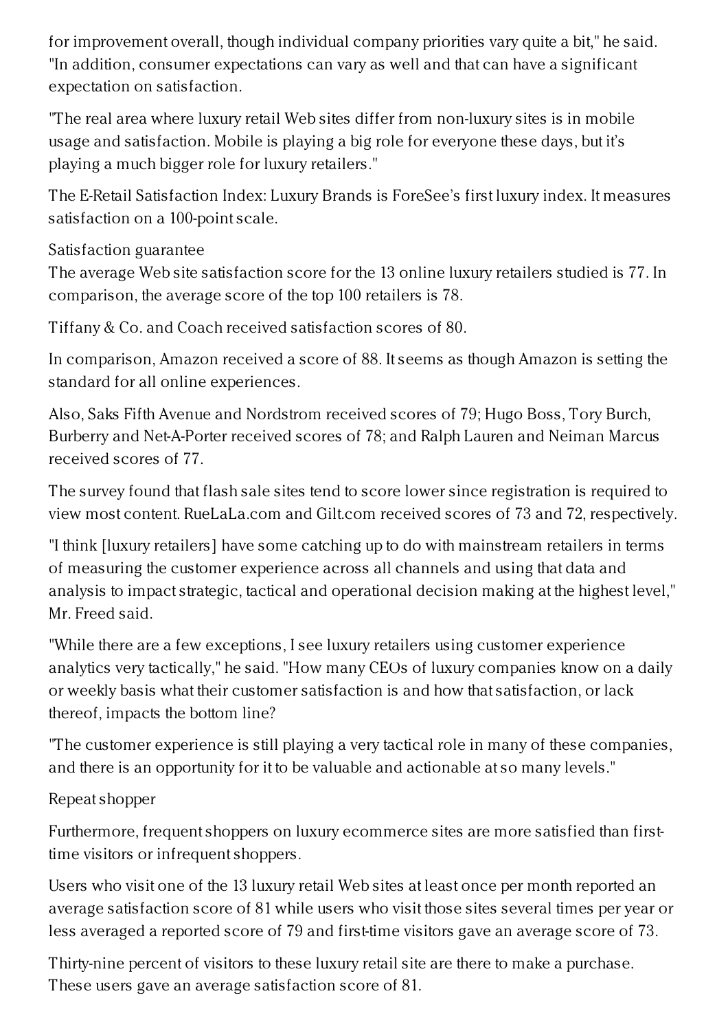for improvement overall, though individual company priorities vary quite a bit," he said. "In addition, consumer expectations can vary as well and that can have a significant expectation on satisfaction.

"The real area where luxury retail Web sites differ from non-luxury sites is in mobile usage and satisfaction. Mobile is playing a big role for everyone these days, but it's playing a much bigger role for luxury retailers."

The E-Retail Satisfaction Index: Luxury Brands is ForeSee's first luxury index. It measures satisfaction on a 100-point scale.

## Satisfaction guarantee

The average Web site satisfaction score for the 13 online luxury retailers studied is 77. In comparison, the average score of the top 100 retailers is 78.

Tiffany & Co. and Coach received satisfaction scores of 80.

In comparison, Amazon received a score of 88. It seems as though Amazon is setting the standard for all online experiences.

Also, Saks Fifth Avenue and Nordstrom received scores of 79; Hugo Boss, Tory Burch, Burberry and Net-A-Porter received scores of 78; and Ralph Lauren and Neiman Marcus received scores of 77.

The survey found that flash sale sites tend to score lower since registration is required to view most content. RueLaLa.com and Gilt.com received scores of 73 and 72, respectively.

"I think [luxury retailers] have some catching up to do with mainstream retailers in terms of measuring the customer experience across all channels and using that data and analysis to impact strategic, tactical and operational decision making at the highest level," Mr. Freed said.

"While there are a few exceptions, I see luxury retailers using customer experience analytics very tactically," he said. "How many CEOs of luxury companies know on a daily or weekly basis what their customer satisfaction is and how that satisfaction, or lack thereof, impacts the bottom line?

"The customer experience is still playing a very tactical role in many of these companies, and there is an opportunity for it to be valuable and actionable at so many levels."

## Repeat shopper

Furthermore, frequent shoppers on luxury ecommerce sites are more satisfied than first-time visitors or infrequent shoppers.

Users who visit one of the 13 luxury retail Web sites at least once per month reported an average satisfaction score of 81 while users who visit those sites several times per year or less averaged a reported score of 79 and first-time visitors gave an average score of 73.

Thirty-nine percent of visitors to these luxury retail site are there to make a purchase. These users gave an average satisfaction score of 81.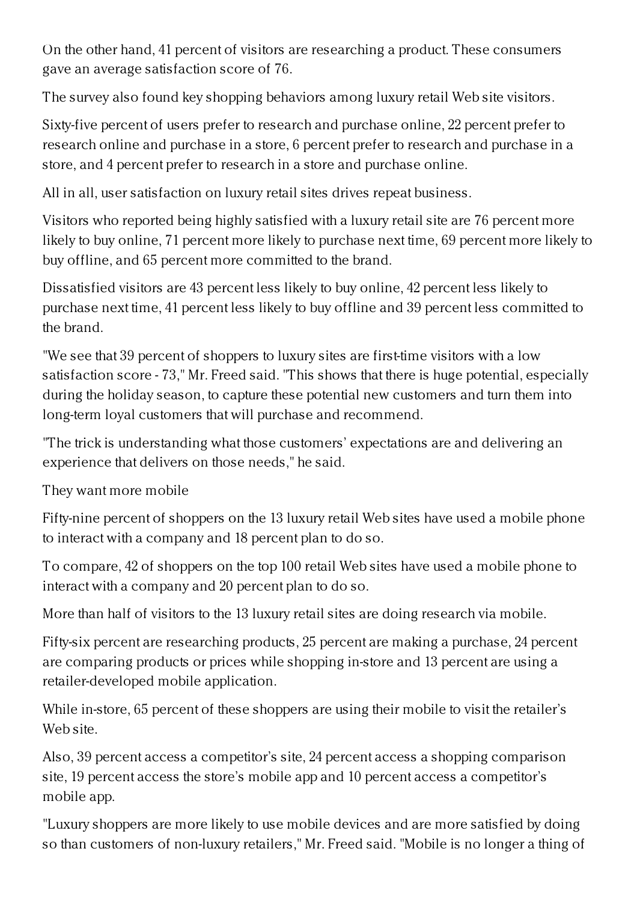On the other hand, 41 percent of visitors are researching a product. These consumers gave an average satisfaction score of 76.

The survey also found key shopping behaviors among luxury retail Web site visitors.

Sixty-five percent of users prefer to research and purchase online, 22 percent prefer to research online and purchase in a store, 6 percent prefer to research and purchase in a store, and 4 percent prefer to research in a store and purchase online.

All in all, user satisfaction on luxury retail sites drives repeat business.

Visitors who reported being highly satisfied with a luxury retail site are 76 percent more likely to buy online, 71 percent more likely to purchase next time, 69 percent more likely to buy offline, and 65 percent more committed to the brand.

Dissatisfied visitors are 43 percent less likely to buy online, 42 percent less likely to purchase next time, 41 percent less likely to buy offline and 39 percent less committed to the brand.

"We see that 39 percent of shoppers to luxury sites are first-time visitors with a low satisfaction score - 73," Mr. Freed said. "This shows that there is huge potential, especially during the holiday season, to capture these potential new customers and turn them into long-term loyal customers that will purchase and recommend.

"The trick is understanding what those customers' expectations are and delivering an experience that delivers on those needs," he said.

They want more mobile

Fifty-nine percent of shoppers on the 13 luxury retail Web sites have used a mobile phone to interact with a company and 18 percent plan to do so.

To compare, 42 of shoppers on the top 100 retail Web sites have used a mobile phone to interact with a company and 20 percent plan to do so.

More than half of visitors to the 13 luxury retail sites are doing research via mobile.

Fifty-six percent are researching products, 25 percent are making a purchase, 24 percent are comparing products or prices while shopping in-store and 13 percent are using a retailer-developed mobile application.

While in-store, 65 percent of these shoppers are using their mobile to visit the retailer's Web site.

Also, 39 percent access a competitor's site, 24 percent access a shopping comparison site, 19 percent access the store's mobile app and 10 percent access a competitor's mobile app.

"Luxury shoppers are more likely to use mobile devices and are more satisfied by doing so than customers of non-luxury retailers," Mr. Freed said. "Mobile is no longer a thing of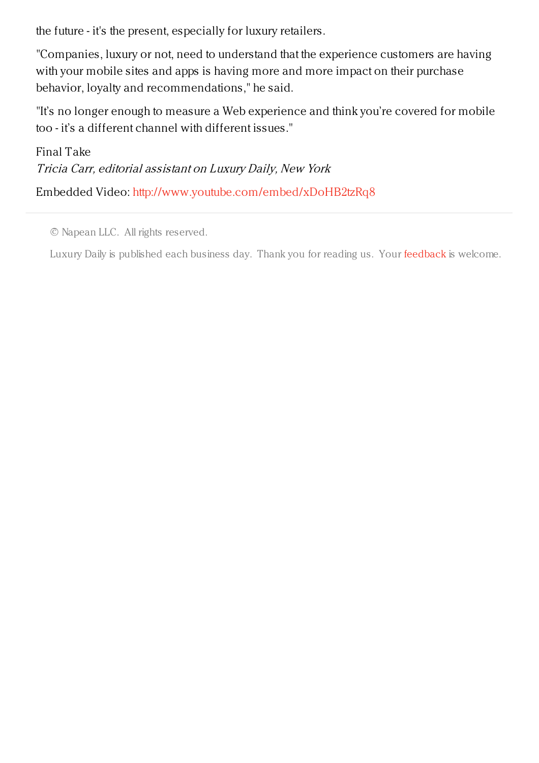the future - it's the present, especially for luxury retailers.

"Companies, luxury or not, need to understand that the experience customers are having with your mobile sites and apps is having more and more impact on their purchase behavior, loyalty and recommendations," he said.

"It's no longer enough to measure a Web experience and think you're covered for mobile too - it's a different channel with different issues."

Final Take
*Tricia Carr, editorial assistant on Luxury Daily, New York*

Embedded Video: http://www.youtube.com/embed/xDoHB2tzRq8

© Napean LLC. All rights reserved.

Luxury Daily is published each business day. Thank you for reading us. Your feedback is welcome.